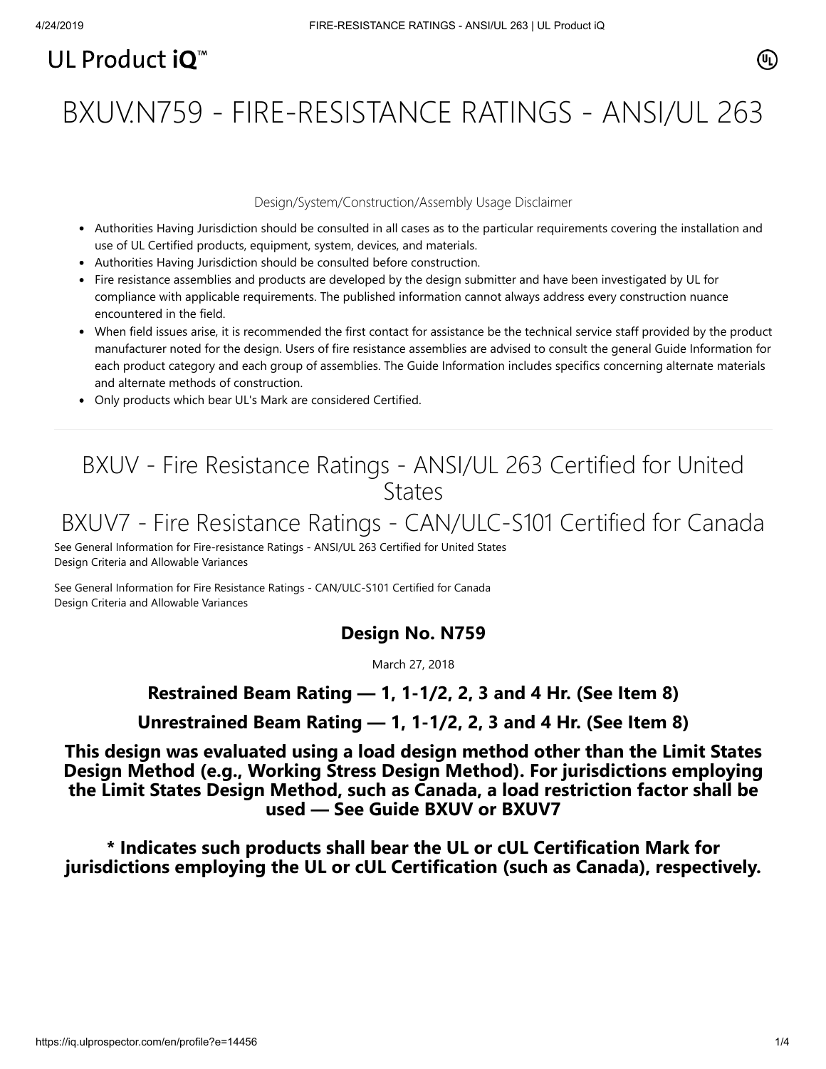UL Product iQ™

# BXUV.N759 - FIRE-RESISTANCE RATINGS - ANSI/UL 263

Design/System/Construction/Assembly Usage Disclaimer

- Authorities Having Jurisdiction should be consulted in all cases as to the particular requirements covering the installation and use of UL Certified products, equipment, system, devices, and materials.
- Authorities Having Jurisdiction should be consulted before construction.
- Fire resistance assemblies and products are developed by the design submitter and have been investigated by UL for compliance with applicable requirements. The published information cannot always address every construction nuance encountered in the field.
- When field issues arise, it is recommended the first contact for assistance be the technical service staff provided by the product manufacturer noted for the design. Users of fire resistance assemblies are advised to consult the general Guide Information for each product category and each group of assemblies. The Guide Information includes specifics concerning alternate materials and alternate methods of construction.
- Only products which bear UL's Mark are considered Certified.

## BXUV - Fire Resistance Ratings - ANSI/UL 263 Certified for United States

## BXUV7 - Fire Resistance Ratings - CAN/ULC-S101 Certified for Canada

See General Information for Fire-resistance Ratings - ANSI/UL 263 Certified for United States
Design Criteria and Allowable Variances

See General Information for Fire Resistance Ratings - CAN/ULC-S101 Certified for Canada
Design Criteria and Allowable Variances

### Design No. N759

March 27, 2018

### Restrained Beam Rating — 1, 1-1/2, 2, 3 and 4 Hr. (See Item 8)

### Unrestrained Beam Rating — 1, 1-1/2, 2, 3 and 4 Hr. (See Item 8)

**This design was evaluated using a load design method other than the Limit States Design Method (e.g., Working Stress Design Method). For jurisdictions employing the Limit States Design Method, such as Canada, a load restriction factor shall be used — See Guide BXUV or BXUV7**

**\* Indicates such products shall bear the UL or cUL Certification Mark for jurisdictions employing the UL or cUL Certification (such as Canada), respectively.**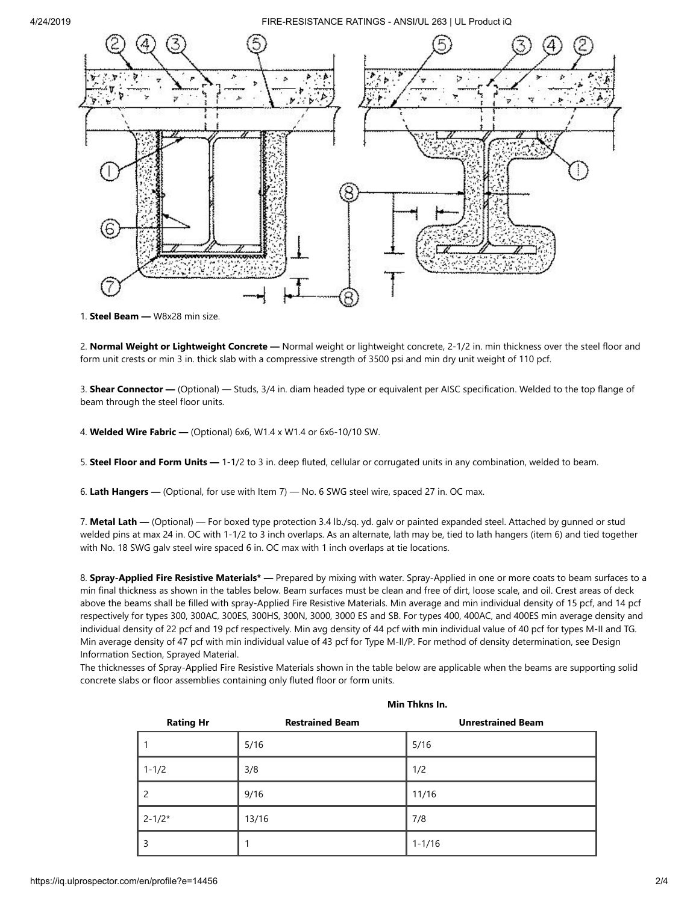1. **Steel Beam —** W8x28 min size.

2. **Normal Weight or Lightweight Concrete —** Normal weight or lightweight concrete, 2-1/2 in. min thickness over the steel floor and form unit crests or min 3 in. thick slab with a compressive strength of 3500 psi and min dry unit weight of 110 pcf.

3. **Shear Connector —** (Optional) — Studs, 3/4 in. diam headed type or equivalent per AISC specification. Welded to the top flange of beam through the steel floor units.

4. **Welded Wire Fabric —** (Optional) 6x6, W1.4 x W1.4 or 6x6-10/10 SW.

5. **Steel Floor and Form Units —** 1-1/2 to 3 in. deep fluted, cellular or corrugated units in any combination, welded to beam.

6. **Lath Hangers —** (Optional, for use with Item 7) — No. 6 SWG steel wire, spaced 27 in. OC max.

7. **Metal Lath —** (Optional) — For boxed type protection 3.4 lb./sq. yd. galv or painted expanded steel. Attached by gunned or stud welded pins at max 24 in. OC with 1-1/2 to 3 inch overlaps. As an alternate, lath may be, tied to lath hangers (item 6) and tied together with No. 18 SWG galv steel wire spaced 6 in. OC max with 1 inch overlaps at tie locations.

8. **Spray-Applied Fire Resistive Materials* —** Prepared by mixing with water. Spray-Applied in one or more coats to beam surfaces to a min final thickness as shown in the tables below. Beam surfaces must be clean and free of dirt, loose scale, and oil. Crest areas of deck above the beams shall be filled with spray-Applied Fire Resistive Materials. Min average and min individual density of 15 pcf, and 14 pcf respectively for types 300, 300AC, 300ES, 300HS, 300N, 3000, 3000 ES and SB. For types 400, 400AC, and 400ES min average density and individual density of 22 pcf and 19 pcf respectively. Min avg density of 44 pcf with min individual value of 40 pcf for types M-II and TG. Min average density of 47 pcf with min individual value of 43 pcf for Type M-II/P. For method of density determination, see Design Information Section, Sprayed Material.
The thicknesses of Spray-Applied Fire Resistive Materials shown in the table below are applicable when the beams are supporting solid concrete slabs or floor assemblies containing only fluted floor or form units.

| | Min Thkns In. | |
|---|---|---|
| **Rating Hr** | **Restrained Beam** | **Unrestrained Beam** |
| 1 | 5/16 | 5/16 |
| 1-1/2 | 3/8 | 1/2 |
| 2 | 9/16 | 11/16 |
| 2-1/2* | 13/16 | 7/8 |
| 3 | 1 | 1-1/16 |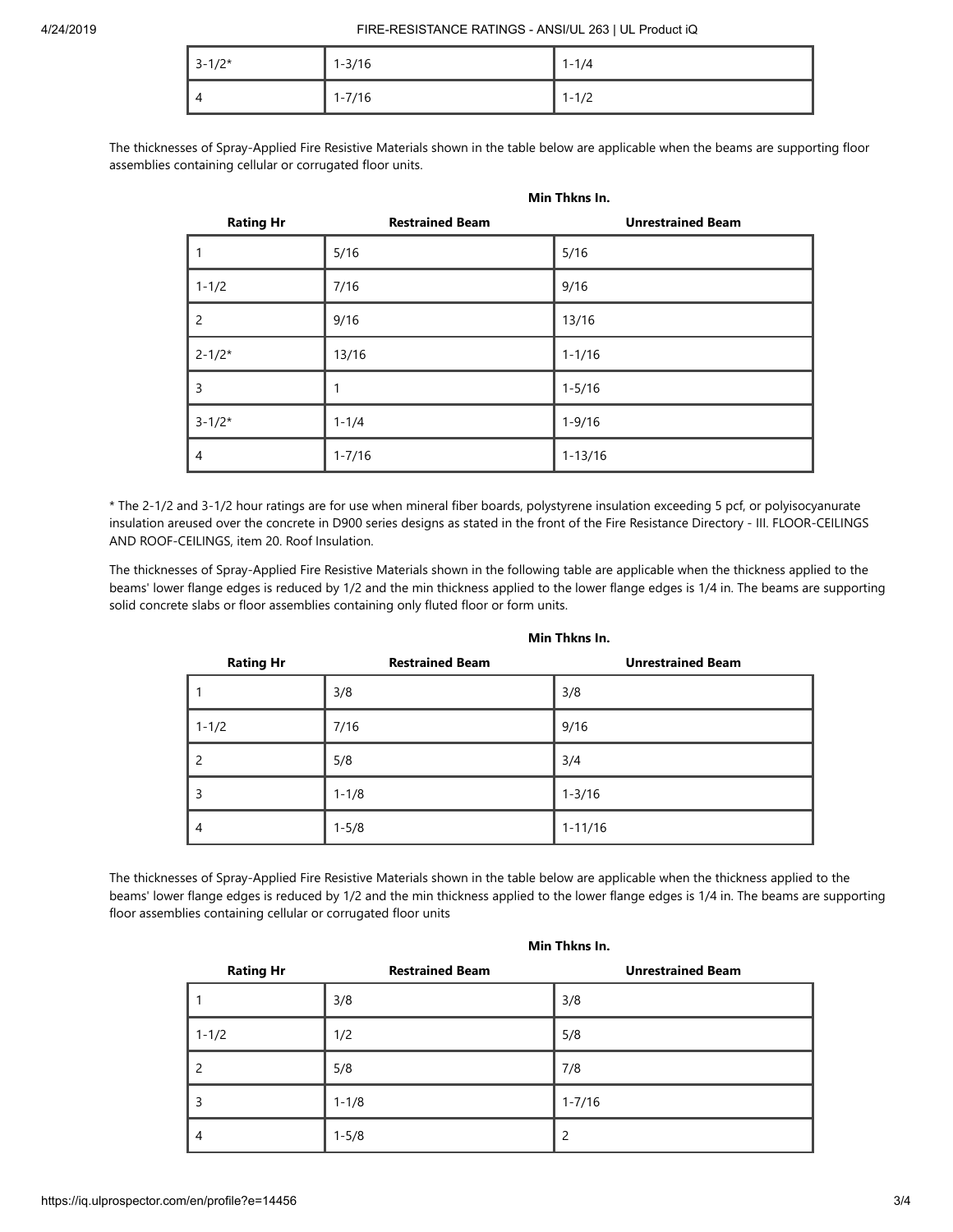| | | |
|---|---|---|
| 3-1/2* | 1-3/16 | 1-1/4 |
| 4 | 1-7/16 | 1-1/2 |

The thicknesses of Spray-Applied Fire Resistive Materials shown in the table below are applicable when the beams are supporting floor assemblies containing cellular or corrugated floor units.

| | Min Thkns In. | |
|---|---|---|
| **Rating Hr** | **Restrained Beam** | **Unrestrained Beam** |
| 1 | 5/16 | 5/16 |
| 1-1/2 | 7/16 | 9/16 |
| 2 | 9/16 | 13/16 |
| 2-1/2* | 13/16 | 1-1/16 |
| 3 | 1 | 1-5/16 |
| 3-1/2* | 1-1/4 | 1-9/16 |
| 4 | 1-7/16 | 1-13/16 |

* The 2-1/2 and 3-1/2 hour ratings are for use when mineral fiber boards, polystyrene insulation exceeding 5 pcf, or polyisocyanurate insulation areused over the concrete in D900 series designs as stated in the front of the Fire Resistance Directory - III. FLOOR-CEILINGS AND ROOF-CEILINGS, item 20. Roof Insulation.

The thicknesses of Spray-Applied Fire Resistive Materials shown in the following table are applicable when the thickness applied to the beams' lower flange edges is reduced by 1/2 and the min thickness applied to the lower flange edges is 1/4 in. The beams are supporting solid concrete slabs or floor assemblies containing only fluted floor or form units.

| | Min Thkns In. | |
|---|---|---|
| **Rating Hr** | **Restrained Beam** | **Unrestrained Beam** |
| 1 | 3/8 | 3/8 |
| 1-1/2 | 7/16 | 9/16 |
| 2 | 5/8 | 3/4 |
| 3 | 1-1/8 | 1-3/16 |
| 4 | 1-5/8 | 1-11/16 |

The thicknesses of Spray-Applied Fire Resistive Materials shown in the table below are applicable when the thickness applied to the beams' lower flange edges is reduced by 1/2 and the min thickness applied to the lower flange edges is 1/4 in. The beams are supporting floor assemblies containing cellular or corrugated floor units

| | Min Thkns In. | |
|---|---|---|
| **Rating Hr** | **Restrained Beam** | **Unrestrained Beam** |
| 1 | 3/8 | 3/8 |
| 1-1/2 | 1/2 | 5/8 |
| 2 | 5/8 | 7/8 |
| 3 | 1-1/8 | 1-7/16 |
| 4 | 1-5/8 | 2 |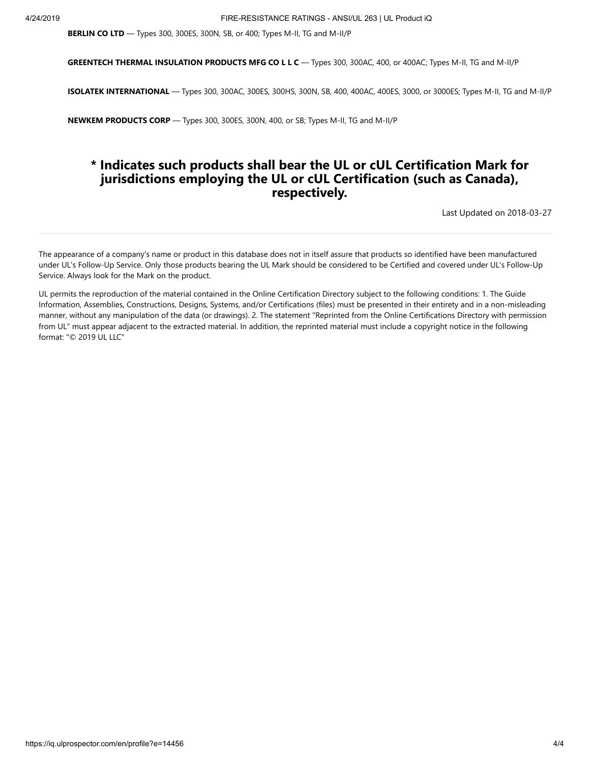**BERLIN CO LTD** — Types 300, 300ES, 300N, SB, or 400; Types M-II, TG and M-II/P

**GREENTECH THERMAL INSULATION PRODUCTS MFG CO L L C** — Types 300, 300AC, 400, or 400AC; Types M-II, TG and M-II/P

**ISOLATEK INTERNATIONAL** — Types 300, 300AC, 300ES, 300HS, 300N, SB, 400, 400AC, 400ES, 3000, or 3000ES; Types M-II, TG and M-II/P

**NEWKEM PRODUCTS CORP** — Types 300, 300ES, 300N, 400, or SB; Types M-II, TG and M-II/P

## * Indicates such products shall bear the UL or cUL Certification Mark for jurisdictions employing the UL or cUL Certification (such as Canada), respectively.

Last Updated on 2018-03-27

---

The appearance of a company's name or product in this database does not in itself assure that products so identified have been manufactured under UL's Follow-Up Service. Only those products bearing the UL Mark should be considered to be Certified and covered under UL's Follow-Up Service. Always look for the Mark on the product.

UL permits the reproduction of the material contained in the Online Certification Directory subject to the following conditions: 1. The Guide Information, Assemblies, Constructions, Designs, Systems, and/or Certifications (files) must be presented in their entirety and in a non-misleading manner, without any manipulation of the data (or drawings). 2. The statement "Reprinted from the Online Certifications Directory with permission from UL" must appear adjacent to the extracted material. In addition, the reprinted material must include a copyright notice in the following format: "© 2019 UL LLC"